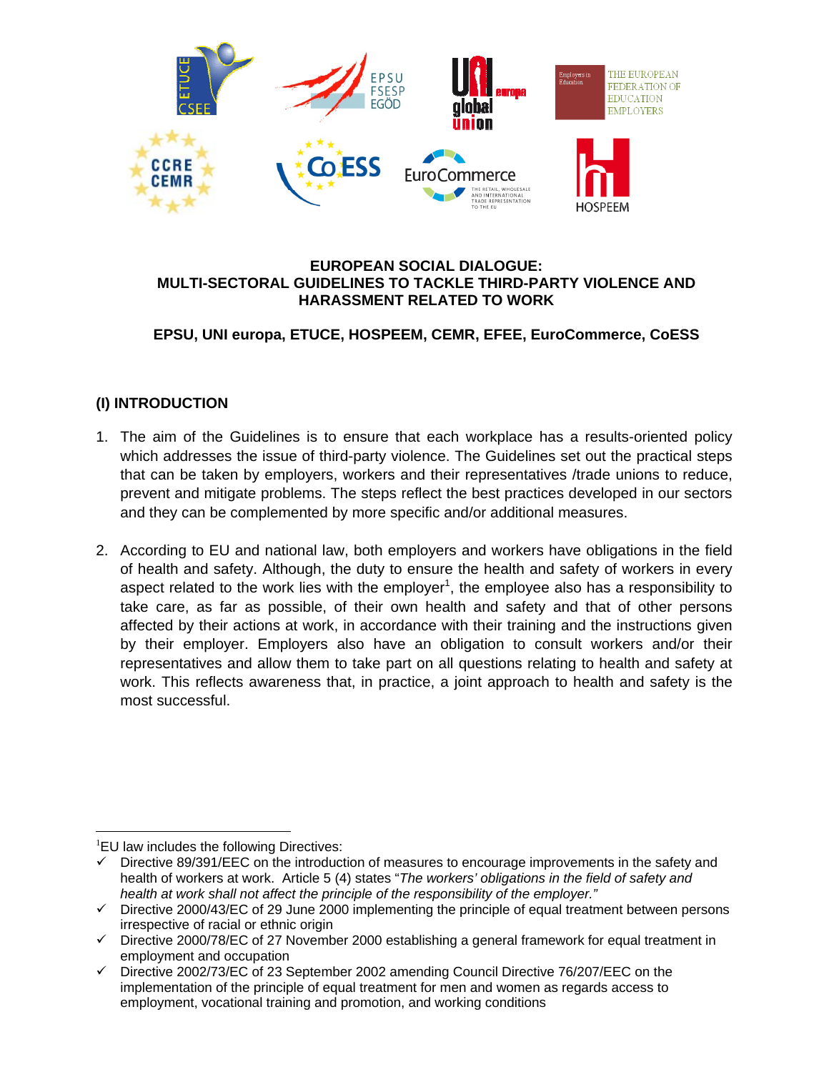**EUROPEAN SOCIAL DIALOGUE:**
**MULTI-SECTORAL GUIDELINES TO TACKLE THIRD-PARTY VIOLENCE AND HARASSMENT RELATED TO WORK**

**EPSU, UNI europa, ETUCE, HOSPEEM, CEMR, EFEE, EuroCommerce, CoESS**

## (I) INTRODUCTION

1. The aim of the Guidelines is to ensure that each workplace has a results-oriented policy which addresses the issue of third-party violence. The Guidelines set out the practical steps that can be taken by employers, workers and their representatives /trade unions to reduce, prevent and mitigate problems. The steps reflect the best practices developed in our sectors and they can be complemented by more specific and/or additional measures.

2. According to EU and national law, both employers and workers have obligations in the field of health and safety. Although, the duty to ensure the health and safety of workers in every aspect related to the work lies with the employer[1], the employee also has a responsibility to take care, as far as possible, of their own health and safety and that of other persons affected by their actions at work, in accordance with their training and the instructions given by their employer. Employers also have an obligation to consult workers and/or their representatives and allow them to take part on all questions relating to health and safety at work. This reflects awareness that, in practice, a joint approach to health and safety is the most successful.

---

[1]EU law includes the following Directives:

- ✓ Directive 89/391/EEC on the introduction of measures to encourage improvements in the safety and health of workers at work. Article 5 (4) states "*The workers' obligations in the field of safety and health at work shall not affect the principle of the responsibility of the employer.*"
- ✓ Directive 2000/43/EC of 29 June 2000 implementing the principle of equal treatment between persons irrespective of racial or ethnic origin
- ✓ Directive 2000/78/EC of 27 November 2000 establishing a general framework for equal treatment in employment and occupation
- ✓ Directive 2002/73/EC of 23 September 2002 amending Council Directive 76/207/EEC on the implementation of the principle of equal treatment for men and women as regards access to employment, vocational training and promotion, and working conditions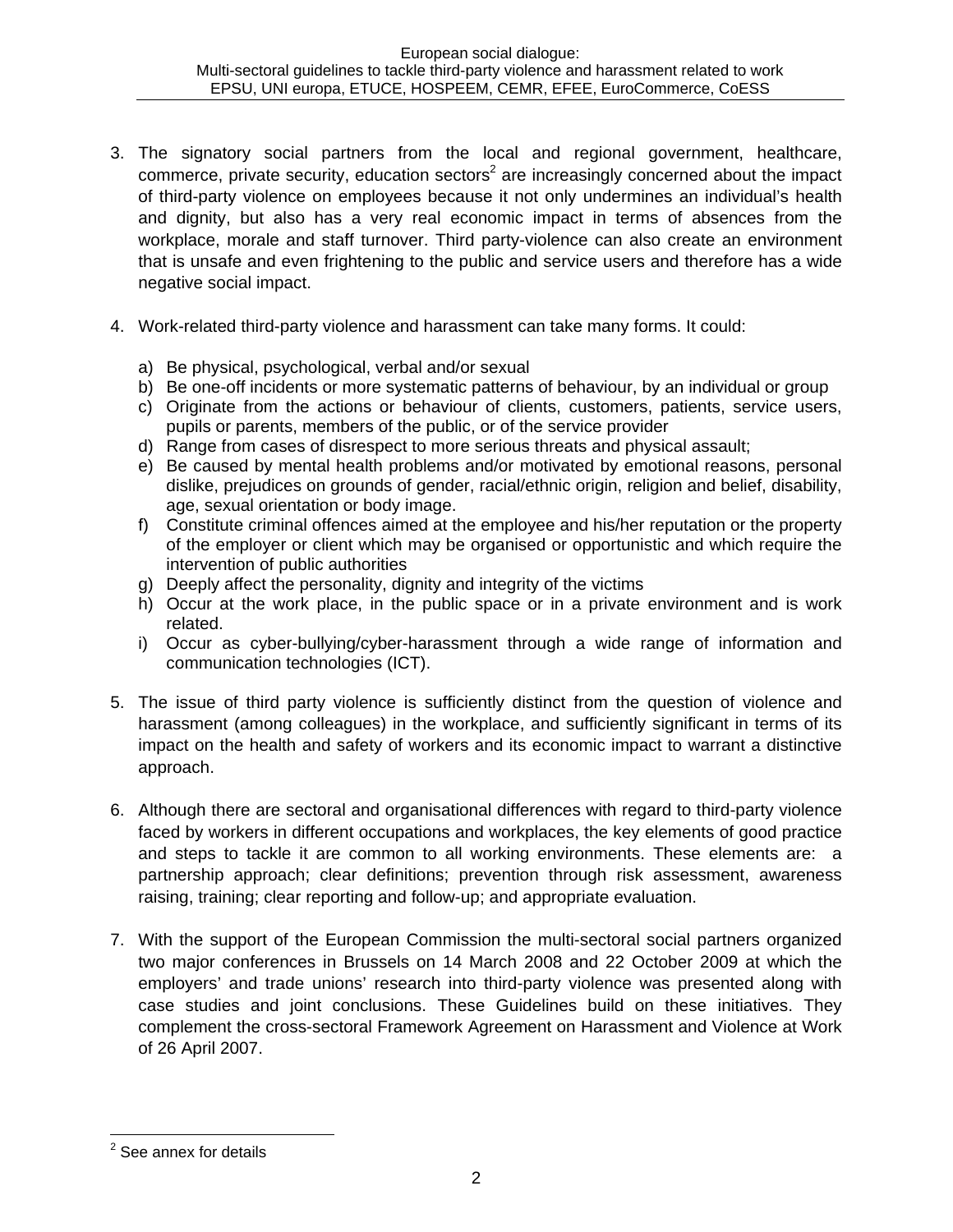3. The signatory social partners from the local and regional government, healthcare, commerce, private security, education sectors[2] are increasingly concerned about the impact of third-party violence on employees because it not only undermines an individual's health and dignity, but also has a very real economic impact in terms of absences from the workplace, morale and staff turnover. Third party-violence can also create an environment that is unsafe and even frightening to the public and service users and therefore has a wide negative social impact.

4. Work-related third-party violence and harassment can take many forms. It could:

   a) Be physical, psychological, verbal and/or sexual
   b) Be one-off incidents or more systematic patterns of behaviour, by an individual or group
   c) Originate from the actions or behaviour of clients, customers, patients, service users, pupils or parents, members of the public, or of the service provider
   d) Range from cases of disrespect to more serious threats and physical assault;
   e) Be caused by mental health problems and/or motivated by emotional reasons, personal dislike, prejudices on grounds of gender, racial/ethnic origin, religion and belief, disability, age, sexual orientation or body image.
   f) Constitute criminal offences aimed at the employee and his/her reputation or the property of the employer or client which may be organised or opportunistic and which require the intervention of public authorities
   g) Deeply affect the personality, dignity and integrity of the victims
   h) Occur at the work place, in the public space or in a private environment and is work related.
   i) Occur as cyber-bullying/cyber-harassment through a wide range of information and communication technologies (ICT).

5. The issue of third party violence is sufficiently distinct from the question of violence and harassment (among colleagues) in the workplace, and sufficiently significant in terms of its impact on the health and safety of workers and its economic impact to warrant a distinctive approach.

6. Although there are sectoral and organisational differences with regard to third-party violence faced by workers in different occupations and workplaces, the key elements of good practice and steps to tackle it are common to all working environments. These elements are: a partnership approach; clear definitions; prevention through risk assessment, awareness raising, training; clear reporting and follow-up; and appropriate evaluation.

7. With the support of the European Commission the multi-sectoral social partners organized two major conferences in Brussels on 14 March 2008 and 22 October 2009 at which the employers' and trade unions' research into third-party violence was presented along with case studies and joint conclusions. These Guidelines build on these initiatives. They complement the cross-sectoral Framework Agreement on Harassment and Violence at Work of 26 April 2007.

---

[2] See annex for details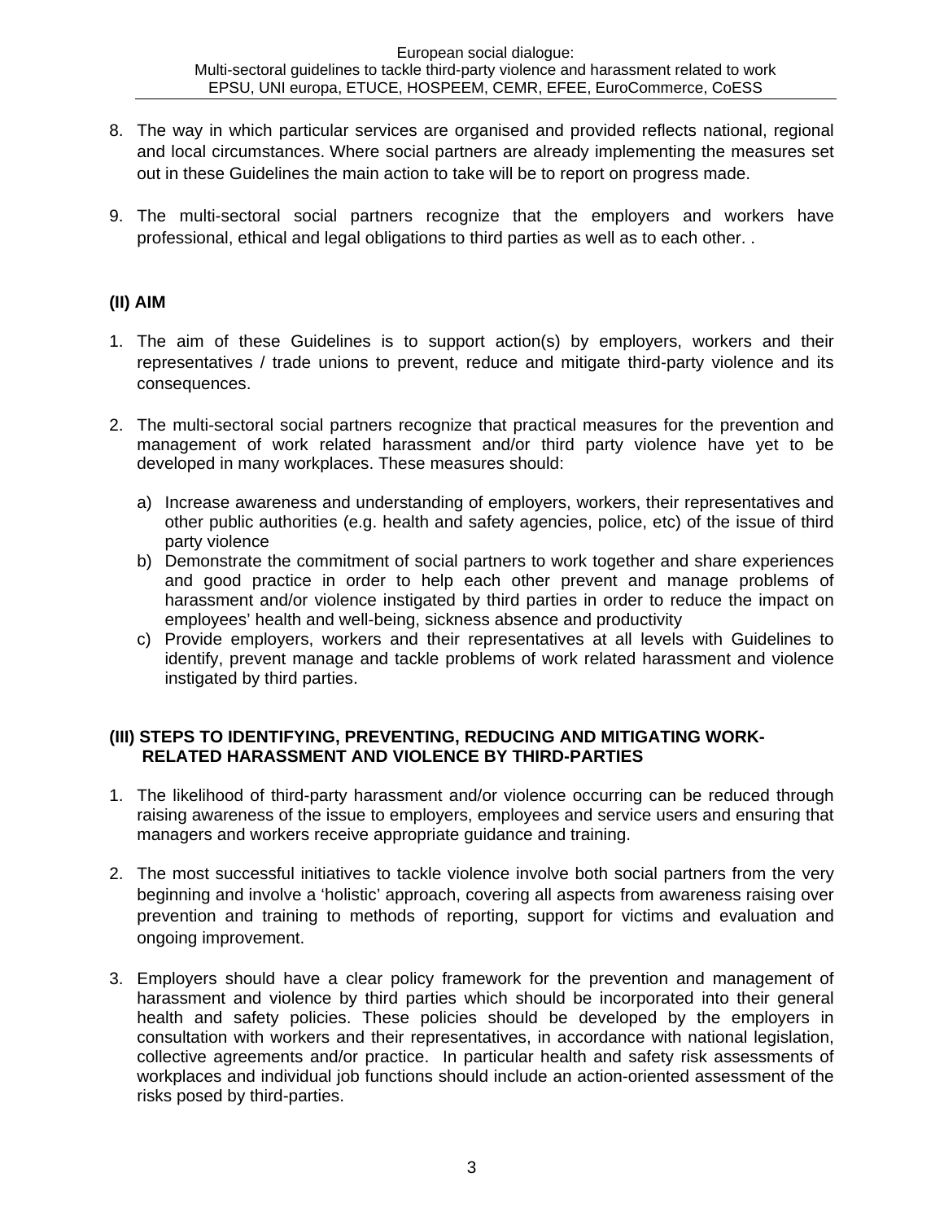8. The way in which particular services are organised and provided reflects national, regional and local circumstances. Where social partners are already implementing the measures set out in these Guidelines the main action to take will be to report on progress made.

9. The multi-sectoral social partners recognize that the employers and workers have professional, ethical and legal obligations to third parties as well as to each other. .

## (II) AIM

1. The aim of these Guidelines is to support action(s) by employers, workers and their representatives / trade unions to prevent, reduce and mitigate third-party violence and its consequences.

2. The multi-sectoral social partners recognize that practical measures for the prevention and management of work related harassment and/or third party violence have yet to be developed in many workplaces. These measures should:

   a) Increase awareness and understanding of employers, workers, their representatives and other public authorities (e.g. health and safety agencies, police, etc) of the issue of third party violence
   b) Demonstrate the commitment of social partners to work together and share experiences and good practice in order to help each other prevent and manage problems of harassment and/or violence instigated by third parties in order to reduce the impact on employees' health and well-being, sickness absence and productivity
   c) Provide employers, workers and their representatives at all levels with Guidelines to identify, prevent manage and tackle problems of work related harassment and violence instigated by third parties.

## (III) STEPS TO IDENTIFYING, PREVENTING, REDUCING AND MITIGATING WORK-RELATED HARASSMENT AND VIOLENCE BY THIRD-PARTIES

1. The likelihood of third-party harassment and/or violence occurring can be reduced through raising awareness of the issue to employers, employees and service users and ensuring that managers and workers receive appropriate guidance and training.

2. The most successful initiatives to tackle violence involve both social partners from the very beginning and involve a 'holistic' approach, covering all aspects from awareness raising over prevention and training to methods of reporting, support for victims and evaluation and ongoing improvement.

3. Employers should have a clear policy framework for the prevention and management of harassment and violence by third parties which should be incorporated into their general health and safety policies. These policies should be developed by the employers in consultation with workers and their representatives, in accordance with national legislation, collective agreements and/or practice. In particular health and safety risk assessments of workplaces and individual job functions should include an action-oriented assessment of the risks posed by third-parties.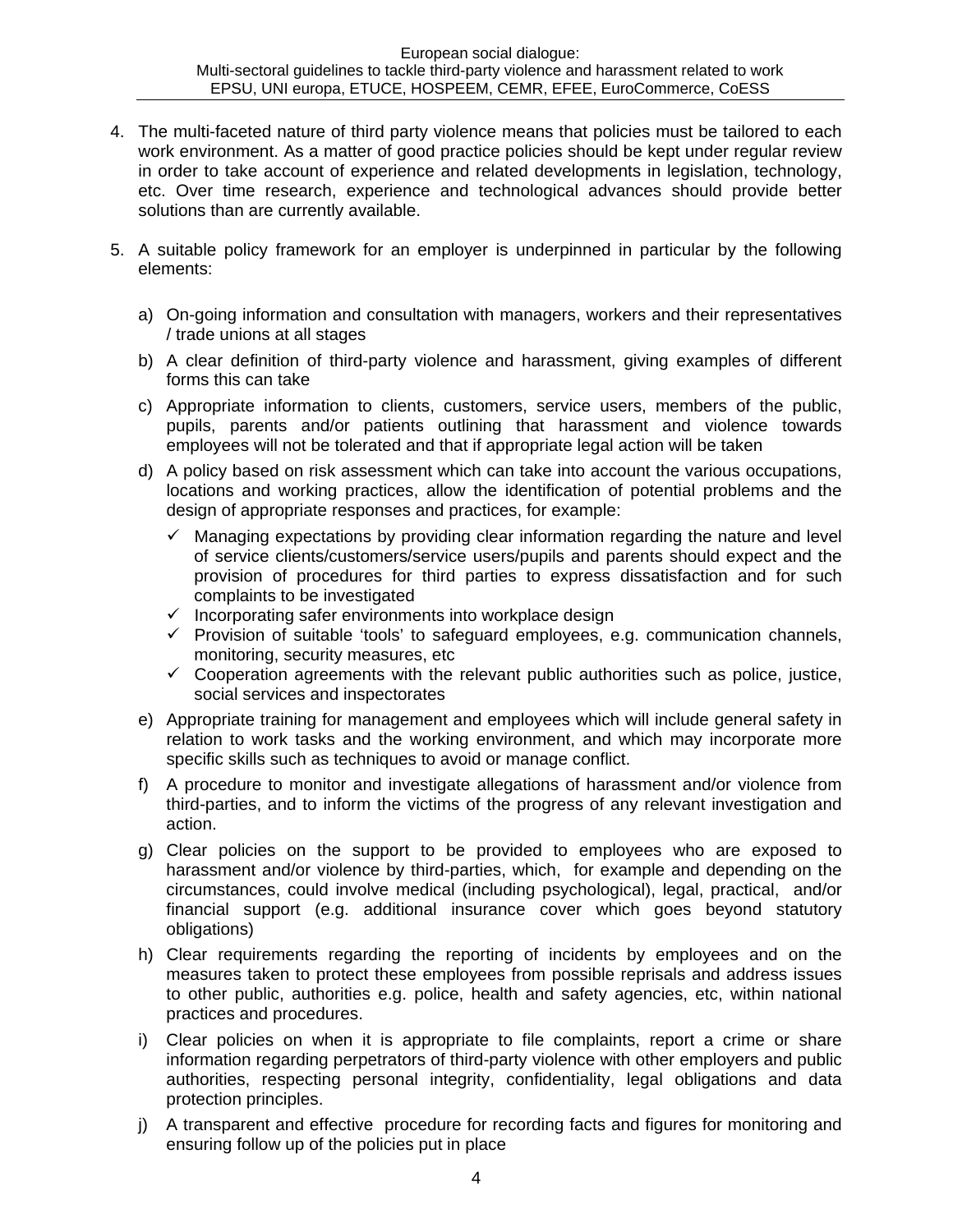4. The multi-faceted nature of third party violence means that policies must be tailored to each work environment. As a matter of good practice policies should be kept under regular review in order to take account of experience and related developments in legislation, technology, etc. Over time research, experience and technological advances should provide better solutions than are currently available.

5. A suitable policy framework for an employer is underpinned in particular by the following elements:

   a) On-going information and consultation with managers, workers and their representatives / trade unions at all stages

   b) A clear definition of third-party violence and harassment, giving examples of different forms this can take

   c) Appropriate information to clients, customers, service users, members of the public, pupils, parents and/or patients outlining that harassment and violence towards employees will not be tolerated and that if appropriate legal action will be taken

   d) A policy based on risk assessment which can take into account the various occupations, locations and working practices, allow the identification of potential problems and the design of appropriate responses and practices, for example:
      - ✓ Managing expectations by providing clear information regarding the nature and level of service clients/customers/service users/pupils and parents should expect and the provision of procedures for third parties to express dissatisfaction and for such complaints to be investigated
      - ✓ Incorporating safer environments into workplace design
      - ✓ Provision of suitable 'tools' to safeguard employees, e.g. communication channels, monitoring, security measures, etc
      - ✓ Cooperation agreements with the relevant public authorities such as police, justice, social services and inspectorates

   e) Appropriate training for management and employees which will include general safety in relation to work tasks and the working environment, and which may incorporate more specific skills such as techniques to avoid or manage conflict.

   f) A procedure to monitor and investigate allegations of harassment and/or violence from third-parties, and to inform the victims of the progress of any relevant investigation and action.

   g) Clear policies on the support to be provided to employees who are exposed to harassment and/or violence by third-parties, which, for example and depending on the circumstances, could involve medical (including psychological), legal, practical, and/or financial support (e.g. additional insurance cover which goes beyond statutory obligations)

   h) Clear requirements regarding the reporting of incidents by employees and on the measures taken to protect these employees from possible reprisals and address issues to other public, authorities e.g. police, health and safety agencies, etc, within national practices and procedures.

   i) Clear policies on when it is appropriate to file complaints, report a crime or share information regarding perpetrators of third-party violence with other employers and public authorities, respecting personal integrity, confidentiality, legal obligations and data protection principles.

   j) A transparent and effective procedure for recording facts and figures for monitoring and ensuring follow up of the policies put in place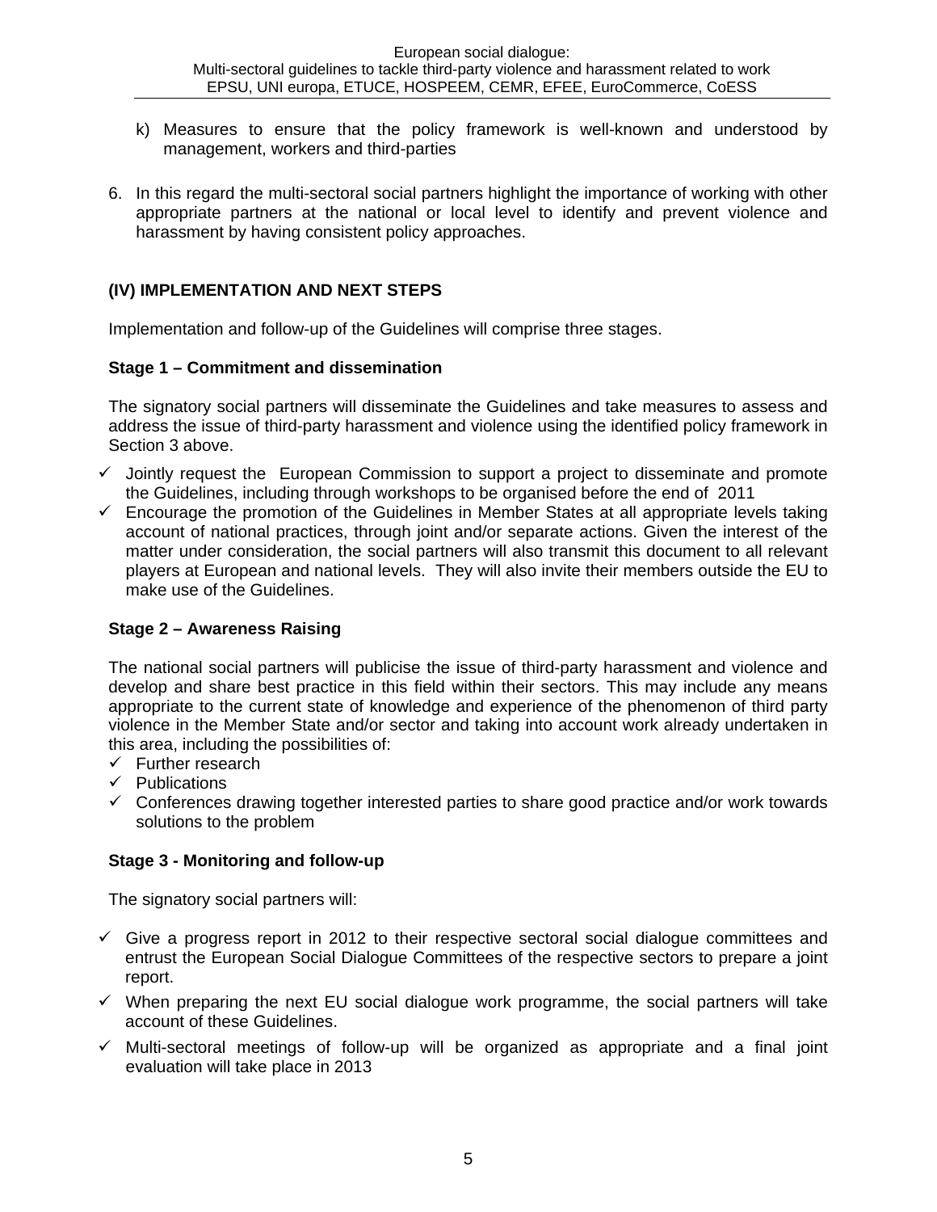k) Measures to ensure that the policy framework is well-known and understood by management, workers and third-parties

6. In this regard the multi-sectoral social partners highlight the importance of working with other appropriate partners at the national or local level to identify and prevent violence and harassment by having consistent policy approaches.

## (IV) IMPLEMENTATION AND NEXT STEPS

Implementation and follow-up of the Guidelines will comprise three stages.

### Stage 1 – Commitment and dissemination

The signatory social partners will disseminate the Guidelines and take measures to assess and address the issue of third-party harassment and violence using the identified policy framework in Section 3 above.

- ✓ Jointly request the European Commission to support a project to disseminate and promote the Guidelines, including through workshops to be organised before the end of 2011
- ✓ Encourage the promotion of the Guidelines in Member States at all appropriate levels taking account of national practices, through joint and/or separate actions. Given the interest of the matter under consideration, the social partners will also transmit this document to all relevant players at European and national levels. They will also invite their members outside the EU to make use of the Guidelines.

### Stage 2 – Awareness Raising

The national social partners will publicise the issue of third-party harassment and violence and develop and share best practice in this field within their sectors. This may include any means appropriate to the current state of knowledge and experience of the phenomenon of third party violence in the Member State and/or sector and taking into account work already undertaken in this area, including the possibilities of:

- ✓ Further research
- ✓ Publications
- ✓ Conferences drawing together interested parties to share good practice and/or work towards solutions to the problem

### Stage 3 - Monitoring and follow-up

The signatory social partners will:

- ✓ Give a progress report in 2012 to their respective sectoral social dialogue committees and entrust the European Social Dialogue Committees of the respective sectors to prepare a joint report.
- ✓ When preparing the next EU social dialogue work programme, the social partners will take account of these Guidelines.
- ✓ Multi-sectoral meetings of follow-up will be organized as appropriate and a final joint evaluation will take place in 2013